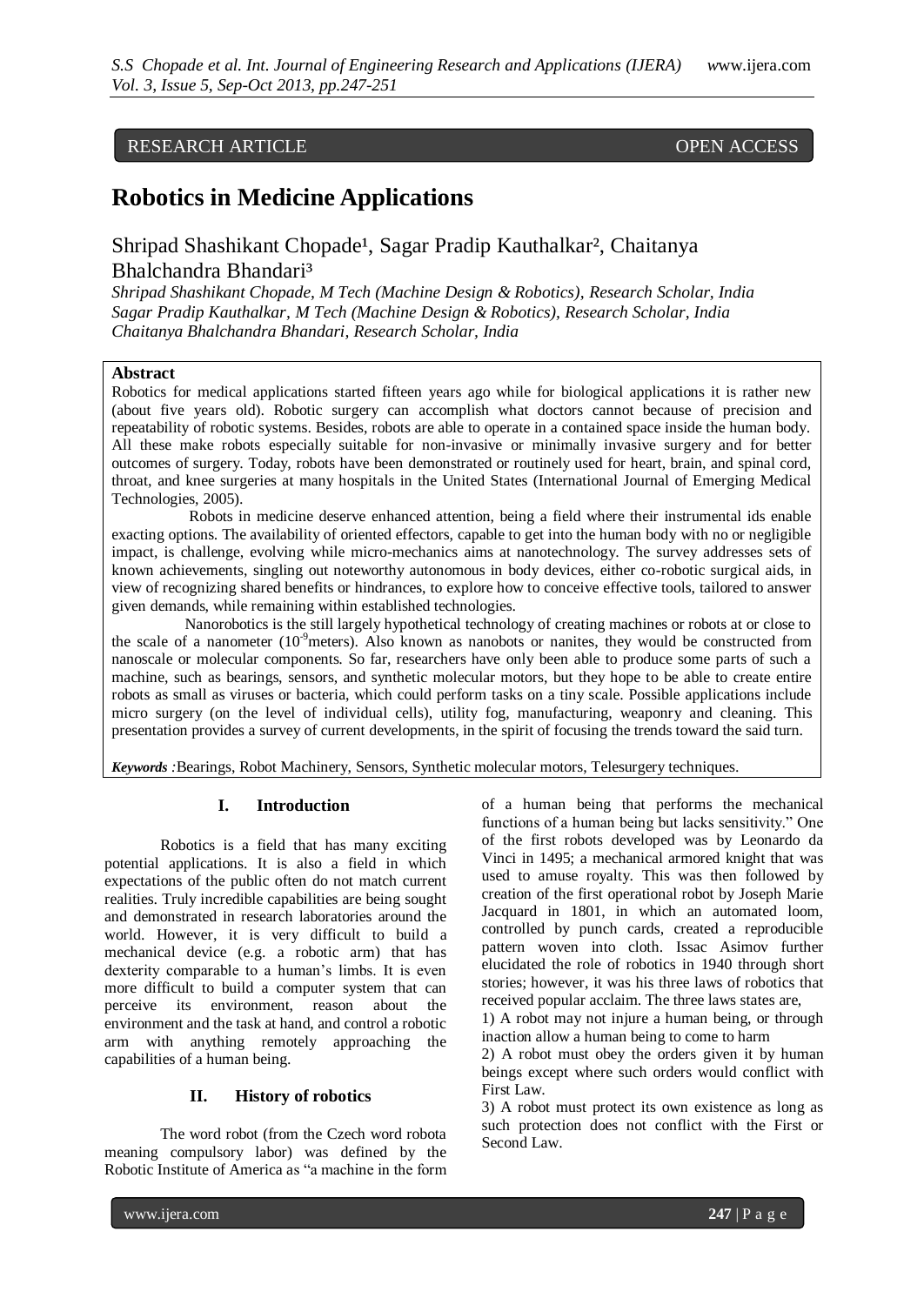RESEARCH ARTICLE OPEN ACCESS

# Robotics in Medicine Applications

Shripad Shashikant Chopade[1], Sagar Pradip Kauthalkar[2], Chaitanya Bhalchandra Bhandari[3]

*Shripad Shashikant Chopade, M Tech (Machine Design & Robotics), Research Scholar, India*
*Sagar Pradip Kauthalkar, M Tech (Machine Design & Robotics), Research Scholar, India*
*Chaitanya Bhalchandra Bhandari, Research Scholar, India*

**Abstract**

Robotics for medical applications started fifteen years ago while for biological applications it is rather new (about five years old). Robotic surgery can accomplish what doctors cannot because of precision and repeatability of robotic systems. Besides, robots are able to operate in a contained space inside the human body. All these make robots especially suitable for non-invasive or minimally invasive surgery and for better outcomes of surgery. Today, robots have been demonstrated or routinely used for heart, brain, and spinal cord, throat, and knee surgeries at many hospitals in the United States (International Journal of Emerging Medical Technologies, 2005).

Robots in medicine deserve enhanced attention, being a field where their instrumental ids enable exacting options. The availability of oriented effectors, capable to get into the human body with no or negligible impact, is challenge, evolving while micro-mechanics aims at nanotechnology. The survey addresses sets of known achievements, singling out noteworthy autonomous in body devices, either co-robotic surgical aids, in view of recognizing shared benefits or hindrances, to explore how to conceive effective tools, tailored to answer given demands, while remaining within established technologies.

Nanorobotics is the still largely hypothetical technology of creating machines or robots at or close to the scale of a nanometer ($10^{-9}$meters). Also known as nanobots or nanites, they would be constructed from nanoscale or molecular components. So far, researchers have only been able to produce some parts of such a machine, such as bearings, sensors, and synthetic molecular motors, but they hope to be able to create entire robots as small as viruses or bacteria, which could perform tasks on a tiny scale. Possible applications include micro surgery (on the level of individual cells), utility fog, manufacturing, weaponry and cleaning. This presentation provides a survey of current developments, in the spirit of focusing the trends toward the said turn.

***Keywords :***Bearings, Robot Machinery, Sensors, Synthetic molecular motors, Telesurgery techniques.

## I. Introduction

Robotics is a field that has many exciting potential applications. It is also a field in which expectations of the public often do not match current realities. Truly incredible capabilities are being sought and demonstrated in research laboratories around the world. However, it is very difficult to build a mechanical device (e.g. a robotic arm) that has dexterity comparable to a human's limbs. It is even more difficult to build a computer system that can perceive its environment, reason about the environment and the task at hand, and control a robotic arm with anything remotely approaching the capabilities of a human being.

## II. History of robotics

The word robot (from the Czech word robota meaning compulsory labor) was defined by the Robotic Institute of America as "a machine in the form of a human being that performs the mechanical functions of a human being but lacks sensitivity." One of the first robots developed was by Leonardo da Vinci in 1495; a mechanical armored knight that was used to amuse royalty. This was then followed by creation of the first operational robot by Joseph Marie Jacquard in 1801, in which an automated loom, controlled by punch cards, created a reproducible pattern woven into cloth. Issac Asimov further elucidated the role of robotics in 1940 through short stories; however, it was his three laws of robotics that received popular acclaim. The three laws states are,

1) A robot may not injure a human being, or through inaction allow a human being to come to harm

2) A robot must obey the orders given it by human beings except where such orders would conflict with First Law.

3) A robot must protect its own existence as long as such protection does not conflict with the First or Second Law.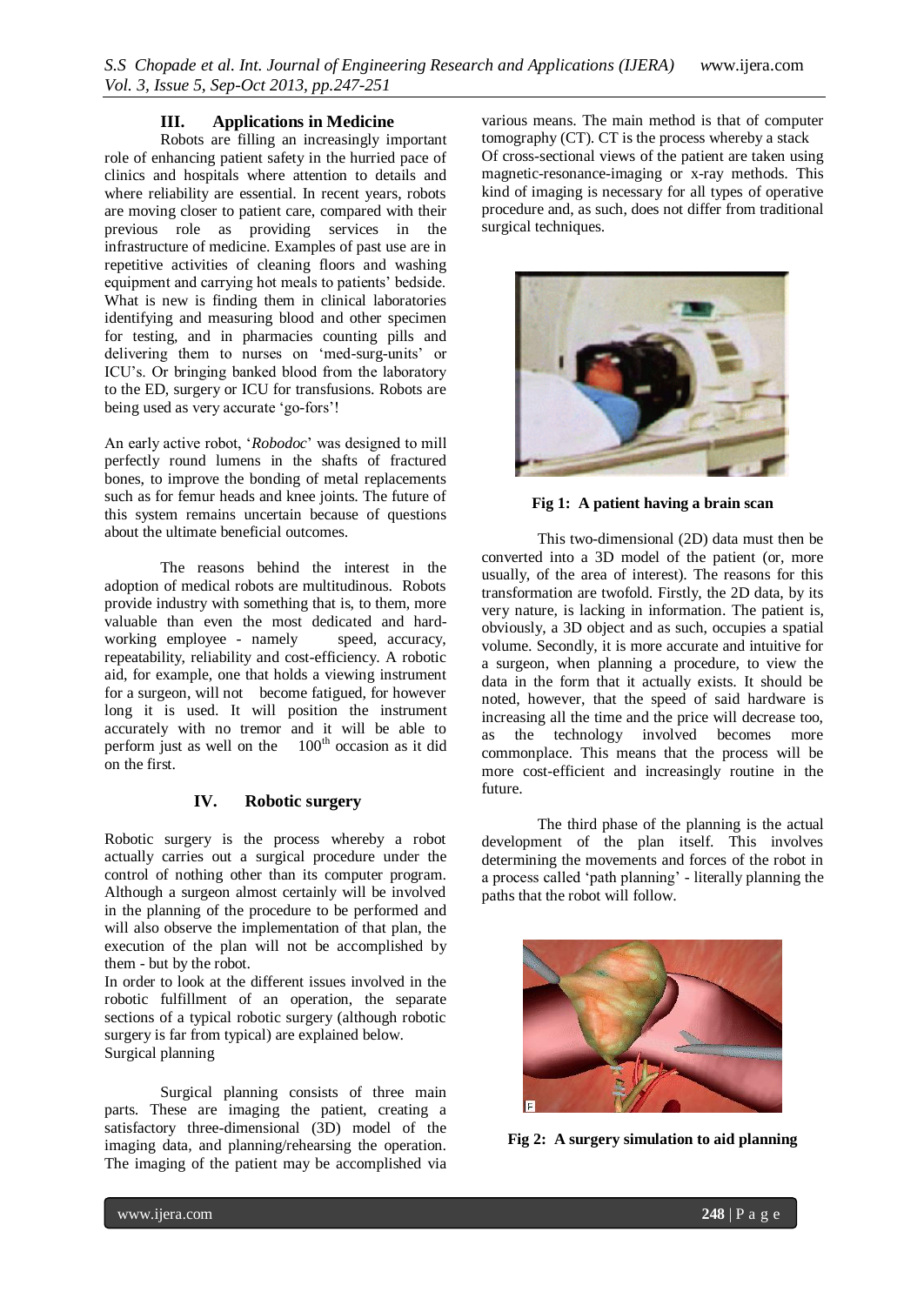## III. Applications in Medicine

Robots are filling an increasingly important role of enhancing patient safety in the hurried pace of clinics and hospitals where attention to details and where reliability are essential. In recent years, robots are moving closer to patient care, compared with their previous role as providing services in the infrastructure of medicine. Examples of past use are in repetitive activities of cleaning floors and washing equipment and carrying hot meals to patients' bedside. What is new is finding them in clinical laboratories identifying and measuring blood and other specimen for testing, and in pharmacies counting pills and delivering them to nurses on 'med-surg-units' or ICU's. Or bringing banked blood from the laboratory to the ED, surgery or ICU for transfusions. Robots are being used as very accurate 'go-fors'!

An early active robot, '*Robodoc*' was designed to mill perfectly round lumens in the shafts of fractured bones, to improve the bonding of metal replacements such as for femur heads and knee joints. The future of this system remains uncertain because of questions about the ultimate beneficial outcomes.

The reasons behind the interest in the adoption of medical robots are multitudinous. Robots provide industry with something that is, to them, more valuable than even the most dedicated and hard-working employee - namely speed, accuracy, repeatability, reliability and cost-efficiency. A robotic aid, for example, one that holds a viewing instrument for a surgeon, will not become fatigued, for however long it is used. It will position the instrument accurately with no tremor and it will be able to perform just as well on the 100th occasion as it did on the first.

## IV. Robotic surgery

Robotic surgery is the process whereby a robot actually carries out a surgical procedure under the control of nothing other than its computer program. Although a surgeon almost certainly will be involved in the planning of the procedure to be performed and will also observe the implementation of that plan, the execution of the plan will not be accomplished by them - but by the robot.

In order to look at the different issues involved in the robotic fulfillment of an operation, the separate sections of a typical robotic surgery (although robotic surgery is far from typical) are explained below.

Surgical planning

Surgical planning consists of three main parts. These are imaging the patient, creating a satisfactory three-dimensional (3D) model of the imaging data, and planning/rehearsing the operation. The imaging of the patient may be accomplished via various means. The main method is that of computer tomography (CT). CT is the process whereby a stack Of cross-sectional views of the patient are taken using magnetic-resonance-imaging or x-ray methods. This kind of imaging is necessary for all types of operative procedure and, as such, does not differ from traditional surgical techniques.

**Fig 1: A patient having a brain scan**

This two-dimensional (2D) data must then be converted into a 3D model of the patient (or, more usually, of the area of interest). The reasons for this transformation are twofold. Firstly, the 2D data, by its very nature, is lacking in information. The patient is, obviously, a 3D object and as such, occupies a spatial volume. Secondly, it is more accurate and intuitive for a surgeon, when planning a procedure, to view the data in the form that it actually exists. It should be noted, however, that the speed of said hardware is increasing all the time and the price will decrease too, as the technology involved becomes more commonplace. This means that the process will be more cost-efficient and increasingly routine in the future.

The third phase of the planning is the actual development of the plan itself. This involves determining the movements and forces of the robot in a process called 'path planning' - literally planning the paths that the robot will follow.

**Fig 2: A surgery simulation to aid planning**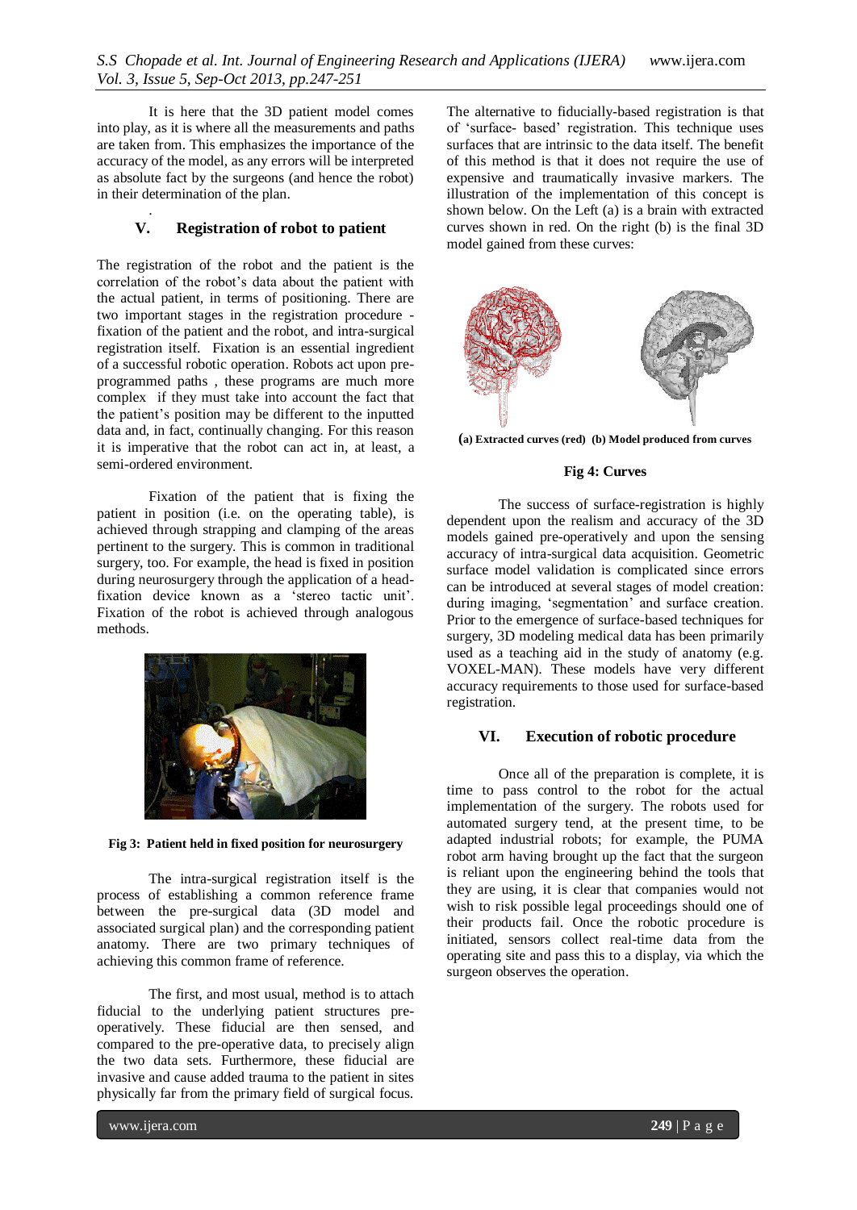It is here that the 3D patient model comes into play, as it is where all the measurements and paths are taken from. This emphasizes the importance of the accuracy of the model, as any errors will be interpreted as absolute fact by the surgeons (and hence the robot) in their determination of the plan.

## V. Registration of robot to patient

The registration of the robot and the patient is the correlation of the robot's data about the patient with the actual patient, in terms of positioning. There are two important stages in the registration procedure - fixation of the patient and the robot, and intra-surgical registration itself. Fixation is an essential ingredient of a successful robotic operation. Robots act upon pre-programmed paths , these programs are much more complex if they must take into account the fact that the patient's position may be different to the inputted data and, in fact, continually changing. For this reason it is imperative that the robot can act in, at least, a semi-ordered environment.

Fixation of the patient that is fixing the patient in position (i.e. on the operating table), is achieved through strapping and clamping of the areas pertinent to the surgery. This is common in traditional surgery, too. For example, the head is fixed in position during neurosurgery through the application of a head-fixation device known as a 'stereo tactic unit'. Fixation of the robot is achieved through analogous methods.

**Fig 3: Patient held in fixed position for neurosurgery**

The intra-surgical registration itself is the process of establishing a common reference frame between the pre-surgical data (3D model and associated surgical plan) and the corresponding patient anatomy. There are two primary techniques of achieving this common frame of reference.

The first, and most usual, method is to attach fiducial to the underlying patient structures pre-operatively. These fiducial are then sensed, and compared to the pre-operative data, to precisely align the two data sets. Furthermore, these fiducial are invasive and cause added trauma to the patient in sites physically far from the primary field of surgical focus.

The alternative to fiducially-based registration is that of 'surface- based' registration. This technique uses surfaces that are intrinsic to the data itself. The benefit of this method is that it does not require the use of expensive and traumatically invasive markers. The illustration of the implementation of this concept is shown below. On the Left (a) is a brain with extracted curves shown in red. On the right (b) is the final 3D model gained from these curves:

**(a) Extracted curves (red) (b) Model produced from curves**

**Fig 4: Curves**

The success of surface-registration is highly dependent upon the realism and accuracy of the 3D models gained pre-operatively and upon the sensing accuracy of intra-surgical data acquisition. Geometric surface model validation is complicated since errors can be introduced at several stages of model creation: during imaging, 'segmentation' and surface creation. Prior to the emergence of surface-based techniques for surgery, 3D modeling medical data has been primarily used as a teaching aid in the study of anatomy (e.g. VOXEL-MAN). These models have very different accuracy requirements to those used for surface-based registration.

## VI. Execution of robotic procedure

Once all of the preparation is complete, it is time to pass control to the robot for the actual implementation of the surgery. The robots used for automated surgery tend, at the present time, to be adapted industrial robots; for example, the PUMA robot arm having brought up the fact that the surgeon is reliant upon the engineering behind the tools that they are using, it is clear that companies would not wish to risk possible legal proceedings should one of their products fail. Once the robotic procedure is initiated, sensors collect real-time data from the operating site and pass this to a display, via which the surgeon observes the operation.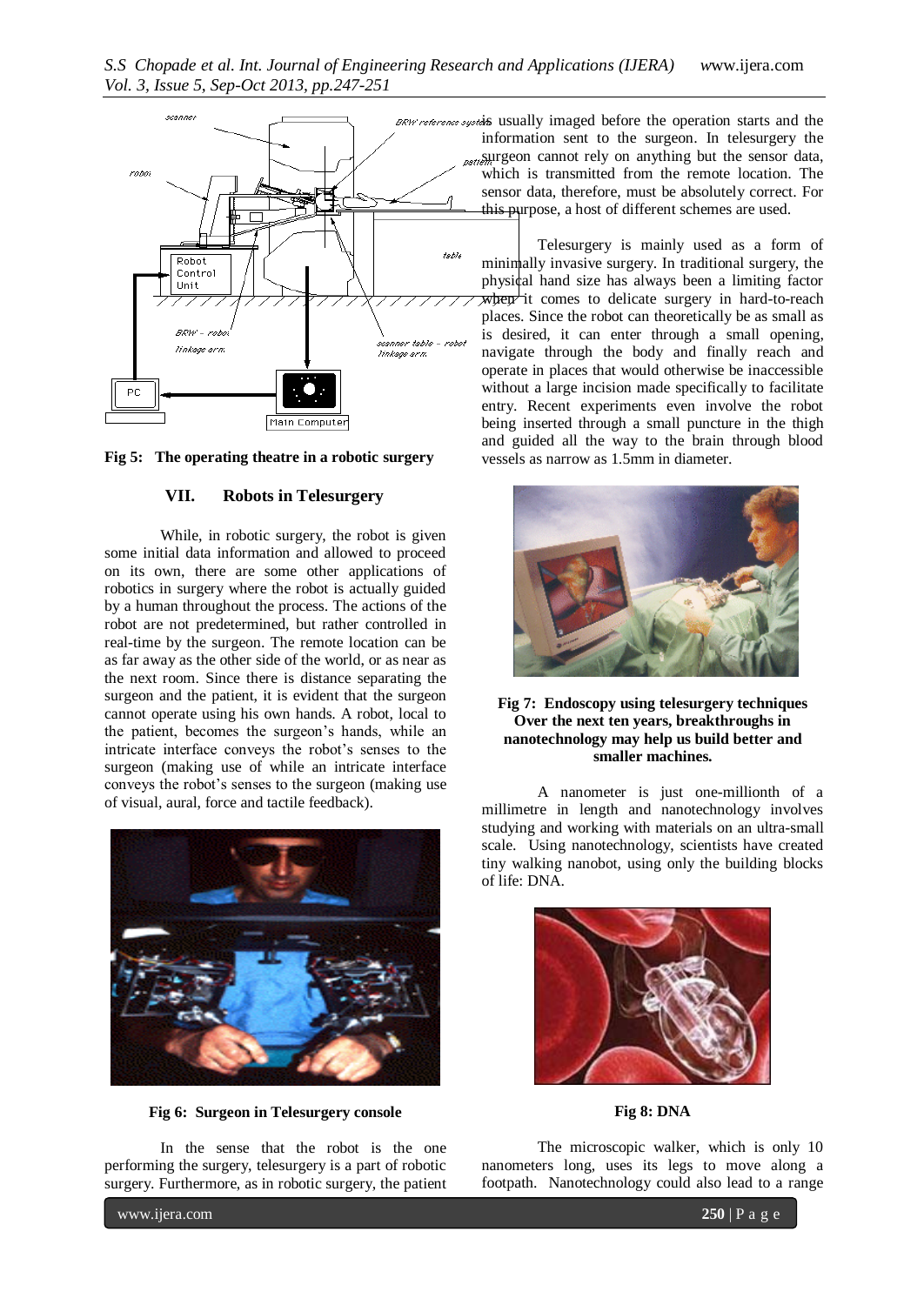Fig 5: The operating theatre in a robotic surgery

## VII. Robots in Telesurgery

While, in robotic surgery, the robot is given some initial data information and allowed to proceed on its own, there are some other applications of robotics in surgery where the robot is actually guided by a human throughout the process. The actions of the robot are not predetermined, but rather controlled in real-time by the surgeon. The remote location can be as far away as the other side of the world, or as near as the next room. Since there is distance separating the surgeon and the patient, it is evident that the surgeon cannot operate using his own hands. A robot, local to the patient, becomes the surgeon's hands, while an intricate interface conveys the robot's senses to the surgeon (making use of while an intricate interface conveys the robot's senses to the surgeon (making use of visual, aural, force and tactile feedback).

Fig 6: Surgeon in Telesurgery console

In the sense that the robot is the one performing the surgery, telesurgery is a part of robotic surgery. Furthermore, as in robotic surgery, the patient is usually imaged before the operation starts and the information sent to the surgeon. In telesurgery the surgeon cannot rely on anything but the sensor data, which is transmitted from the remote location. The sensor data, therefore, must be absolutely correct. For this purpose, a host of different schemes are used.

Telesurgery is mainly used as a form of minimally invasive surgery. In traditional surgery, the physical hand size has always been a limiting factor when it comes to delicate surgery in hard-to-reach places. Since the robot can theoretically be as small as is desired, it can enter through a small opening, navigate through the body and finally reach and operate in places that would otherwise be inaccessible without a large incision made specifically to facilitate entry. Recent experiments even involve the robot being inserted through a small puncture in the thigh and guided all the way to the brain through blood vessels as narrow as 1.5mm in diameter.

**Fig 7: Endoscopy using telesurgery techniques Over the next ten years, breakthroughs in nanotechnology may help us build better and smaller machines.**

A nanometer is just one-millionth of a millimetre in length and nanotechnology involves studying and working with materials on an ultra-small scale. Using nanotechnology, scientists have created tiny walking nanobot, using only the building blocks of life: DNA.

**Fig 8: DNA**

The microscopic walker, which is only 10 nanometers long, uses its legs to move along a footpath. Nanotechnology could also lead to a range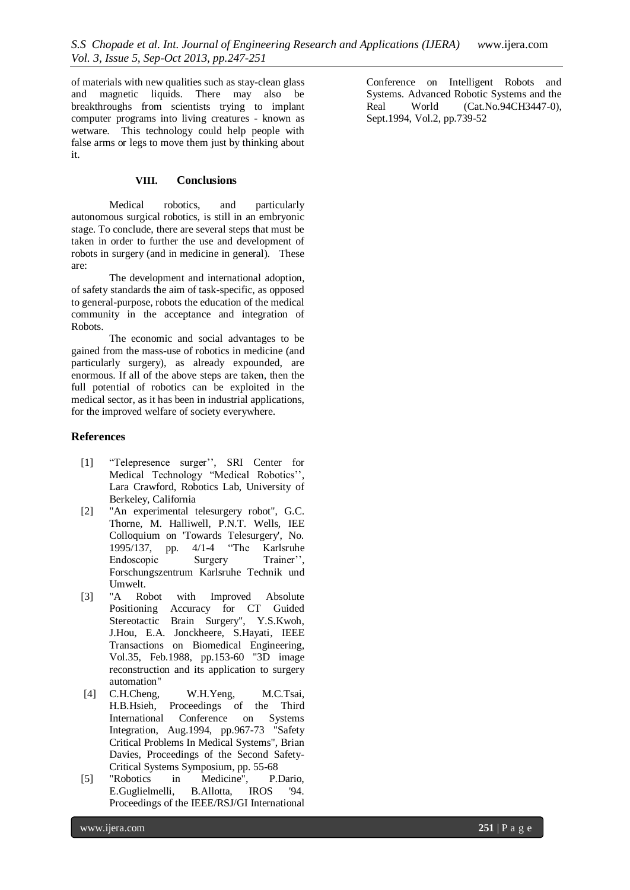of materials with new qualities such as stay-clean glass and magnetic liquids. There may also be breakthroughs from scientists trying to implant computer programs into living creatures - known as wetware. This technology could help people with false arms or legs to move them just by thinking about it.

## VIII. Conclusions

Medical robotics, and particularly autonomous surgical robotics, is still in an embryonic stage. To conclude, there are several steps that must be taken in order to further the use and development of robots in surgery (and in medicine in general). These are:

The development and international adoption, of safety standards the aim of task-specific, as opposed to general-purpose, robots the education of the medical community in the acceptance and integration of Robots.

The economic and social advantages to be gained from the mass-use of robotics in medicine (and particularly surgery), as already expounded, are enormous. If all of the above steps are taken, then the full potential of robotics can be exploited in the medical sector, as it has been in industrial applications, for the improved welfare of society everywhere.

## References

[1] "Telepresence surger'', SRI Center for Medical Technology "Medical Robotics'', Lara Crawford, Robotics Lab, University of Berkeley, California

[2] "An experimental telesurgery robot", G.C. Thorne, M. Halliwell, P.N.T. Wells, IEE Colloquium on 'Towards Telesurgery', No. 1995/137, pp. 4/1-4 "The Karlsruhe Endoscopic Surgery Trainer'', Forschungszentrum Karlsruhe Technik und Umwelt.

[3] "A Robot with Improved Absolute Positioning Accuracy for CT Guided Stereotactic Brain Surgery", Y.S.Kwoh, J.Hou, E.A. Jonckheere, S.Hayati, IEEE Transactions on Biomedical Engineering, Vol.35, Feb.1988, pp.153-60 "3D image reconstruction and its application to surgery automation"

[4] C.H.Cheng, W.H.Yeng, M.C.Tsai, H.B.Hsieh, Proceedings of the Third International Conference on Systems Integration, Aug.1994, pp.967-73 "Safety Critical Problems In Medical Systems", Brian Davies, Proceedings of the Second Safety-Critical Systems Symposium, pp. 55-68

[5] "Robotics in Medicine", P.Dario, E.Guglielmelli, B.Allotta, IROS '94. Proceedings of the IEEE/RSJ/GI International Conference on Intelligent Robots and Systems. Advanced Robotic Systems and the Real World (Cat.No.94CH3447-0), Sept.1994, Vol.2, pp.739-52